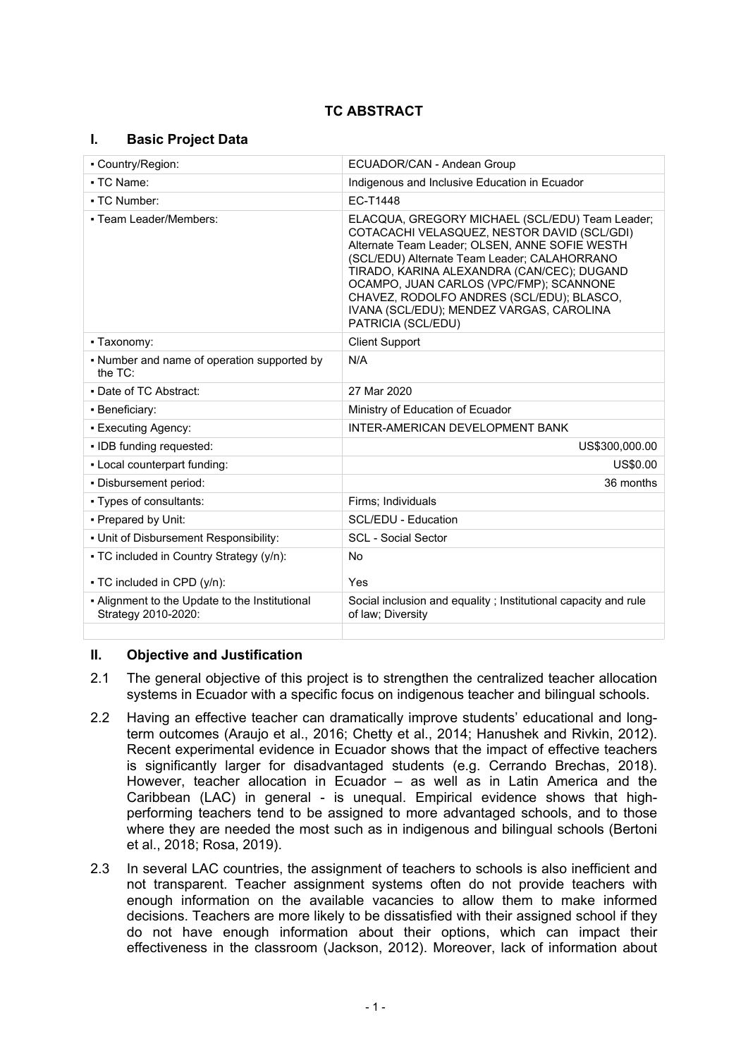## TC ABSTRACT

### I. Basic Project Data

| ▪ Country/Region: | ECUADOR/CAN - Andean Group |
|---|---|
| ▪ TC Name: | Indigenous and Inclusive Education in Ecuador |
| ▪ TC Number: | EC-T1448 |
| ▪ Team Leader/Members: | ELACQUA, GREGORY MICHAEL (SCL/EDU) Team Leader; COTACACHI VELASQUEZ, NESTOR DAVID (SCL/GDI) Alternate Team Leader; OLSEN, ANNE SOFIE WESTH (SCL/EDU) Alternate Team Leader; CALAHORRANO TIRADO, KARINA ALEXANDRA (CAN/CEC); DUGAND OCAMPO, JUAN CARLOS (VPC/FMP); SCANNONE CHAVEZ, RODOLFO ANDRES (SCL/EDU); BLASCO, IVANA (SCL/EDU); MENDEZ VARGAS, CAROLINA PATRICIA (SCL/EDU) |
| ▪ Taxonomy: | Client Support |
| ▪ Number and name of operation supported by the TC: | N/A |
| ▪ Date of TC Abstract: | 27 Mar 2020 |
| ▪ Beneficiary: | Ministry of Education of Ecuador |
| ▪ Executing Agency: | INTER-AMERICAN DEVELOPMENT BANK |
| ▪ IDB funding requested: | US$300,000.00 |
| ▪ Local counterpart funding: | US$0.00 |
| ▪ Disbursement period: | 36 months |
| ▪ Types of consultants: | Firms; Individuals |
| ▪ Prepared by Unit: | SCL/EDU - Education |
| ▪ Unit of Disbursement Responsibility: | SCL - Social Sector |
| ▪ TC included in Country Strategy (y/n): | No |
| ▪ TC included in CPD (y/n): | Yes |
| ▪ Alignment to the Update to the Institutional Strategy 2010-2020: | Social inclusion and equality ; Institutional capacity and rule of law; Diversity |

### II. Objective and Justification

2.1 The general objective of this project is to strengthen the centralized teacher allocation systems in Ecuador with a specific focus on indigenous teacher and bilingual schools.

2.2 Having an effective teacher can dramatically improve students' educational and long-term outcomes (Araujo et al., 2016; Chetty et al., 2014; Hanushek and Rivkin, 2012). Recent experimental evidence in Ecuador shows that the impact of effective teachers is significantly larger for disadvantaged students (e.g. Cerrando Brechas, 2018). However, teacher allocation in Ecuador – as well as in Latin America and the Caribbean (LAC) in general - is unequal. Empirical evidence shows that high-performing teachers tend to be assigned to more advantaged schools, and to those where they are needed the most such as in indigenous and bilingual schools (Bertoni et al., 2018; Rosa, 2019).

2.3 In several LAC countries, the assignment of teachers to schools is also inefficient and not transparent. Teacher assignment systems often do not provide teachers with enough information on the available vacancies to allow them to make informed decisions. Teachers are more likely to be dissatisfied with their assigned school if they do not have enough information about their options, which can impact their effectiveness in the classroom (Jackson, 2012). Moreover, lack of information about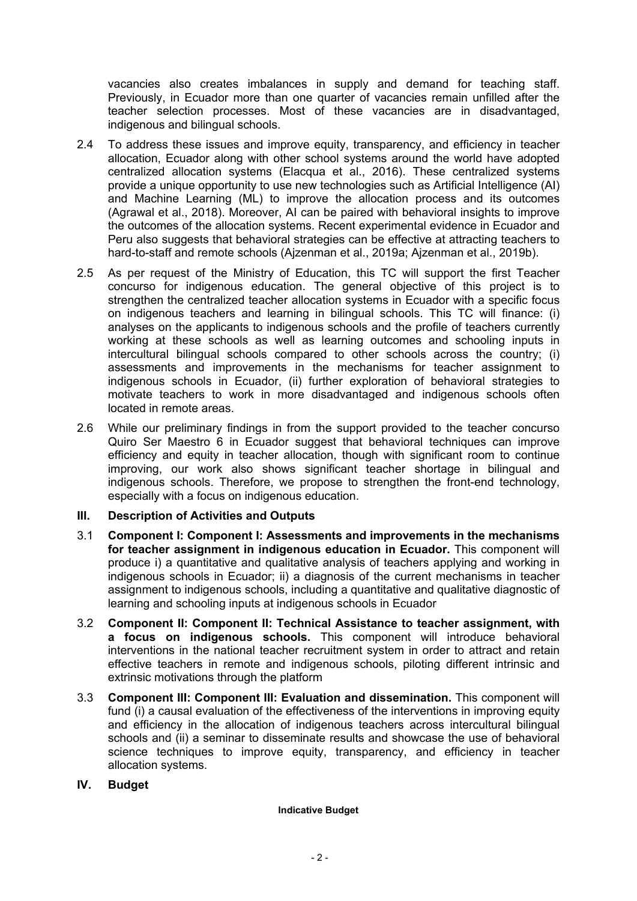vacancies also creates imbalances in supply and demand for teaching staff. Previously, in Ecuador more than one quarter of vacancies remain unfilled after the teacher selection processes. Most of these vacancies are in disadvantaged, indigenous and bilingual schools.

2.4 To address these issues and improve equity, transparency, and efficiency in teacher allocation, Ecuador along with other school systems around the world have adopted centralized allocation systems (Elacqua et al., 2016). These centralized systems provide a unique opportunity to use new technologies such as Artificial Intelligence (AI) and Machine Learning (ML) to improve the allocation process and its outcomes (Agrawal et al., 2018). Moreover, AI can be paired with behavioral insights to improve the outcomes of the allocation systems. Recent experimental evidence in Ecuador and Peru also suggests that behavioral strategies can be effective at attracting teachers to hard-to-staff and remote schools (Ajzenman et al., 2019a; Ajzenman et al., 2019b).

2.5 As per request of the Ministry of Education, this TC will support the first Teacher concurso for indigenous education. The general objective of this project is to strengthen the centralized teacher allocation systems in Ecuador with a specific focus on indigenous teachers and learning in bilingual schools. This TC will finance: (i) analyses on the applicants to indigenous schools and the profile of teachers currently working at these schools as well as learning outcomes and schooling inputs in intercultural bilingual schools compared to other schools across the country; (i) assessments and improvements in the mechanisms for teacher assignment to indigenous schools in Ecuador, (ii) further exploration of behavioral strategies to motivate teachers to work in more disadvantaged and indigenous schools often located in remote areas.

2.6 While our preliminary findings in from the support provided to the teacher concurso Quiro Ser Maestro 6 in Ecuador suggest that behavioral techniques can improve efficiency and equity in teacher allocation, though with significant room to continue improving, our work also shows significant teacher shortage in bilingual and indigenous schools. Therefore, we propose to strengthen the front-end technology, especially with a focus on indigenous education.

## III. Description of Activities and Outputs

3.1 **Component I: Component I: Assessments and improvements in the mechanisms for teacher assignment in indigenous education in Ecuador.** This component will produce i) a quantitative and qualitative analysis of teachers applying and working in indigenous schools in Ecuador; ii) a diagnosis of the current mechanisms in teacher assignment to indigenous schools, including a quantitative and qualitative diagnostic of learning and schooling inputs at indigenous schools in Ecuador

3.2 **Component II: Component II: Technical Assistance to teacher assignment, with a focus on indigenous schools.** This component will introduce behavioral interventions in the national teacher recruitment system in order to attract and retain effective teachers in remote and indigenous schools, piloting different intrinsic and extrinsic motivations through the platform

3.3 **Component III: Component III: Evaluation and dissemination.** This component will fund (i) a causal evaluation of the effectiveness of the interventions in improving equity and efficiency in the allocation of indigenous teachers across intercultural bilingual schools and (ii) a seminar to disseminate results and showcase the use of behavioral science techniques to improve equity, transparency, and efficiency in teacher allocation systems.

## IV. Budget

**Indicative Budget**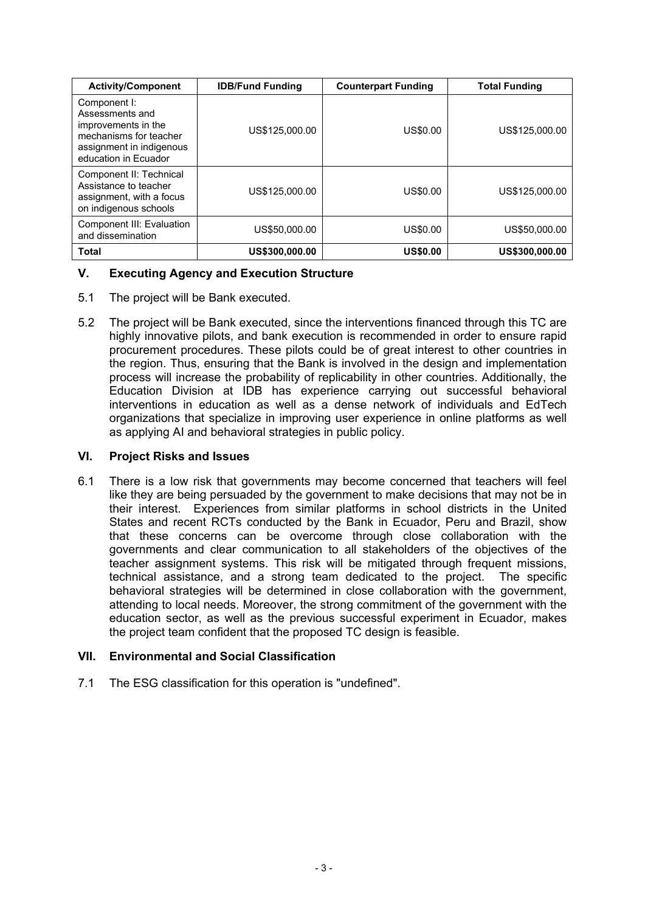| Activity/Component | IDB/Fund Funding | Counterpart Funding | Total Funding |
|---|---|---|---|
| Component I: Assessments and improvements in the mechanisms for teacher assignment in indigenous education in Ecuador | US$125,000.00 | US$0.00 | US$125,000.00 |
| Component II: Technical Assistance to teacher assignment, with a focus on indigenous schools | US$125,000.00 | US$0.00 | US$125,000.00 |
| Component III: Evaluation and dissemination | US$50,000.00 | US$0.00 | US$50,000.00 |
| **Total** | **US$300,000.00** | **US$0.00** | **US$300,000.00** |

## V. Executing Agency and Execution Structure

5.1 The project will be Bank executed.

5.2 The project will be Bank executed, since the interventions financed through this TC are highly innovative pilots, and bank execution is recommended in order to ensure rapid procurement procedures. These pilots could be of great interest to other countries in the region. Thus, ensuring that the Bank is involved in the design and implementation process will increase the probability of replicability in other countries. Additionally, the Education Division at IDB has experience carrying out successful behavioral interventions in education as well as a dense network of individuals and EdTech organizations that specialize in improving user experience in online platforms as well as applying AI and behavioral strategies in public policy.

## VI. Project Risks and Issues

6.1 There is a low risk that governments may become concerned that teachers will feel like they are being persuaded by the government to make decisions that may not be in their interest. Experiences from similar platforms in school districts in the United States and recent RCTs conducted by the Bank in Ecuador, Peru and Brazil, show that these concerns can be overcome through close collaboration with the governments and clear communication to all stakeholders of the objectives of the teacher assignment systems. This risk will be mitigated through frequent missions, technical assistance, and a strong team dedicated to the project. The specific behavioral strategies will be determined in close collaboration with the government, attending to local needs. Moreover, the strong commitment of the government with the education sector, as well as the previous successful experiment in Ecuador, makes the project team confident that the proposed TC design is feasible.

## VII. Environmental and Social Classification

7.1 The ESG classification for this operation is "undefined".